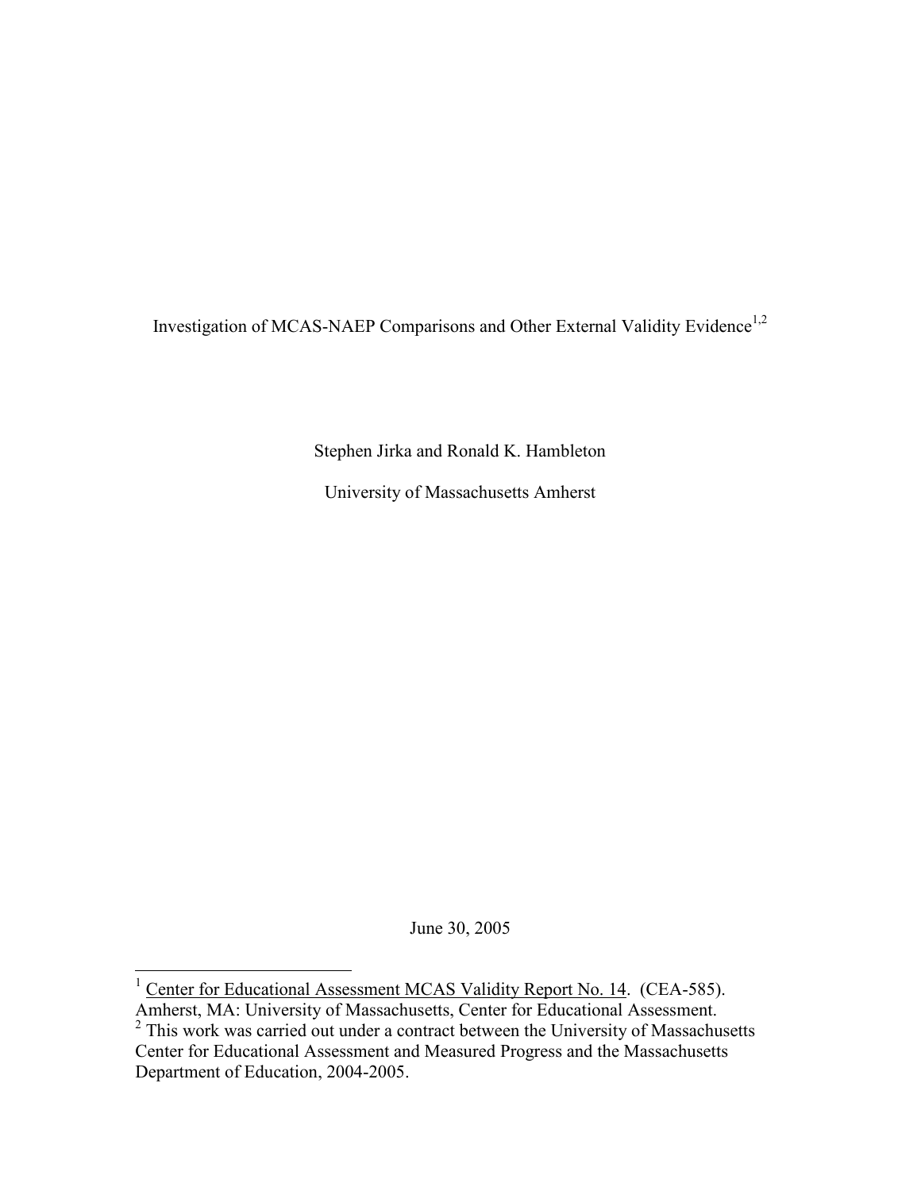# Investigation of MCAS-NAEP Comparisons and Other External Validity Evidence[1,2]

Stephen Jirka and Ronald K. Hambleton

University of Massachusetts Amherst

June 30, 2005

---

[1] Center for Educational Assessment MCAS Validity Report No. 14. (CEA-585). Amherst, MA: University of Massachusetts, Center for Educational Assessment.

[2] This work was carried out under a contract between the University of Massachusetts Center for Educational Assessment and Measured Progress and the Massachusetts Department of Education, 2004-2005.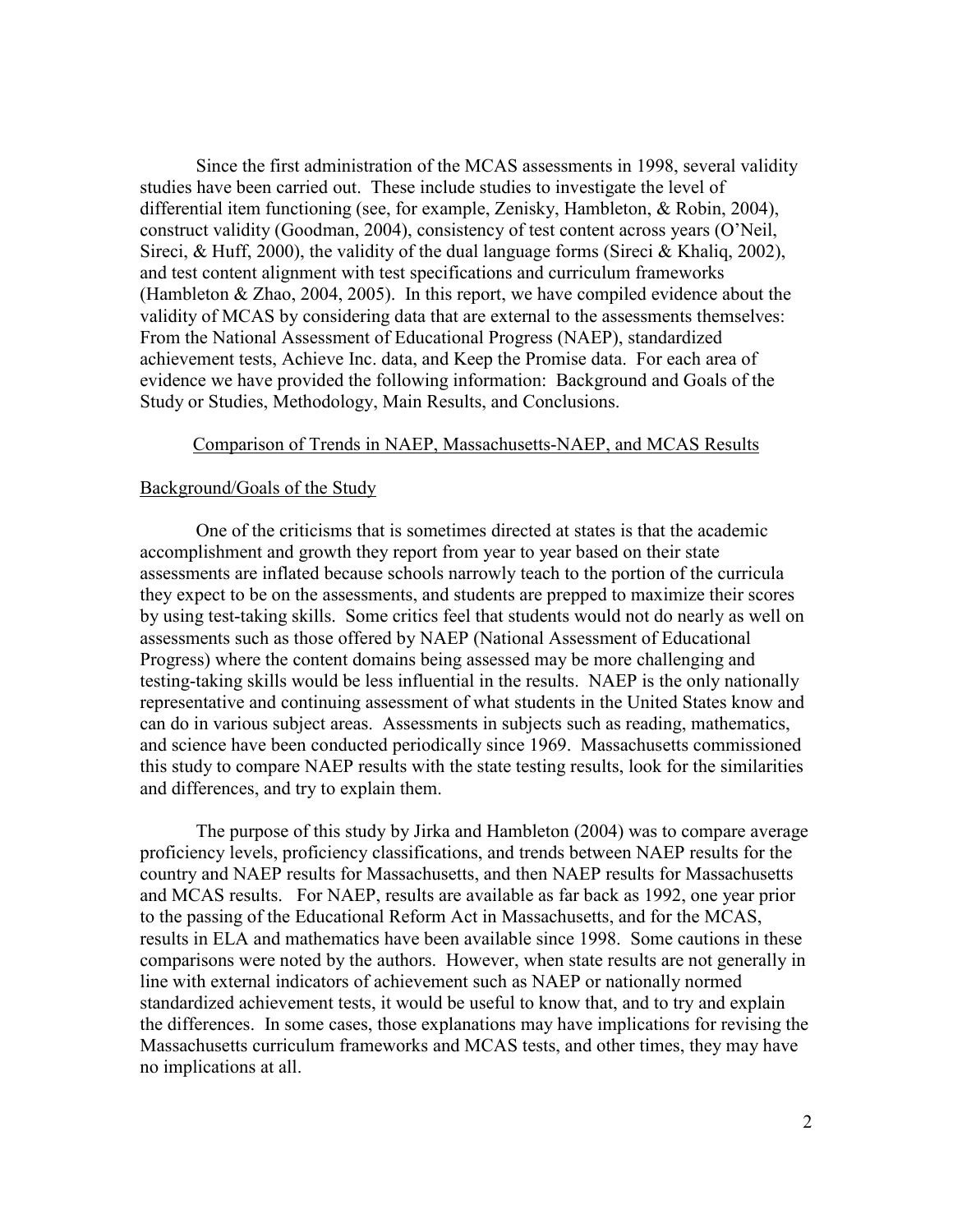Since the first administration of the MCAS assessments in 1998, several validity studies have been carried out. These include studies to investigate the level of differential item functioning (see, for example, Zenisky, Hambleton, & Robin, 2004), construct validity (Goodman, 2004), consistency of test content across years (O'Neil, Sireci, & Huff, 2000), the validity of the dual language forms (Sireci & Khaliq, 2002), and test content alignment with test specifications and curriculum frameworks (Hambleton & Zhao, 2004, 2005). In this report, we have compiled evidence about the validity of MCAS by considering data that are external to the assessments themselves: From the National Assessment of Educational Progress (NAEP), standardized achievement tests, Achieve Inc. data, and Keep the Promise data. For each area of evidence we have provided the following information: Background and Goals of the Study or Studies, Methodology, Main Results, and Conclusions.

## Comparison of Trends in NAEP, Massachusetts-NAEP, and MCAS Results

### Background/Goals of the Study

One of the criticisms that is sometimes directed at states is that the academic accomplishment and growth they report from year to year based on their state assessments are inflated because schools narrowly teach to the portion of the curricula they expect to be on the assessments, and students are prepped to maximize their scores by using test-taking skills. Some critics feel that students would not do nearly as well on assessments such as those offered by NAEP (National Assessment of Educational Progress) where the content domains being assessed may be more challenging and testing-taking skills would be less influential in the results. NAEP is the only nationally representative and continuing assessment of what students in the United States know and can do in various subject areas. Assessments in subjects such as reading, mathematics, and science have been conducted periodically since 1969. Massachusetts commissioned this study to compare NAEP results with the state testing results, look for the similarities and differences, and try to explain them.

The purpose of this study by Jirka and Hambleton (2004) was to compare average proficiency levels, proficiency classifications, and trends between NAEP results for the country and NAEP results for Massachusetts, and then NAEP results for Massachusetts and MCAS results. For NAEP, results are available as far back as 1992, one year prior to the passing of the Educational Reform Act in Massachusetts, and for the MCAS, results in ELA and mathematics have been available since 1998. Some cautions in these comparisons were noted by the authors. However, when state results are not generally in line with external indicators of achievement such as NAEP or nationally normed standardized achievement tests, it would be useful to know that, and to try and explain the differences. In some cases, those explanations may have implications for revising the Massachusetts curriculum frameworks and MCAS tests, and other times, they may have no implications at all.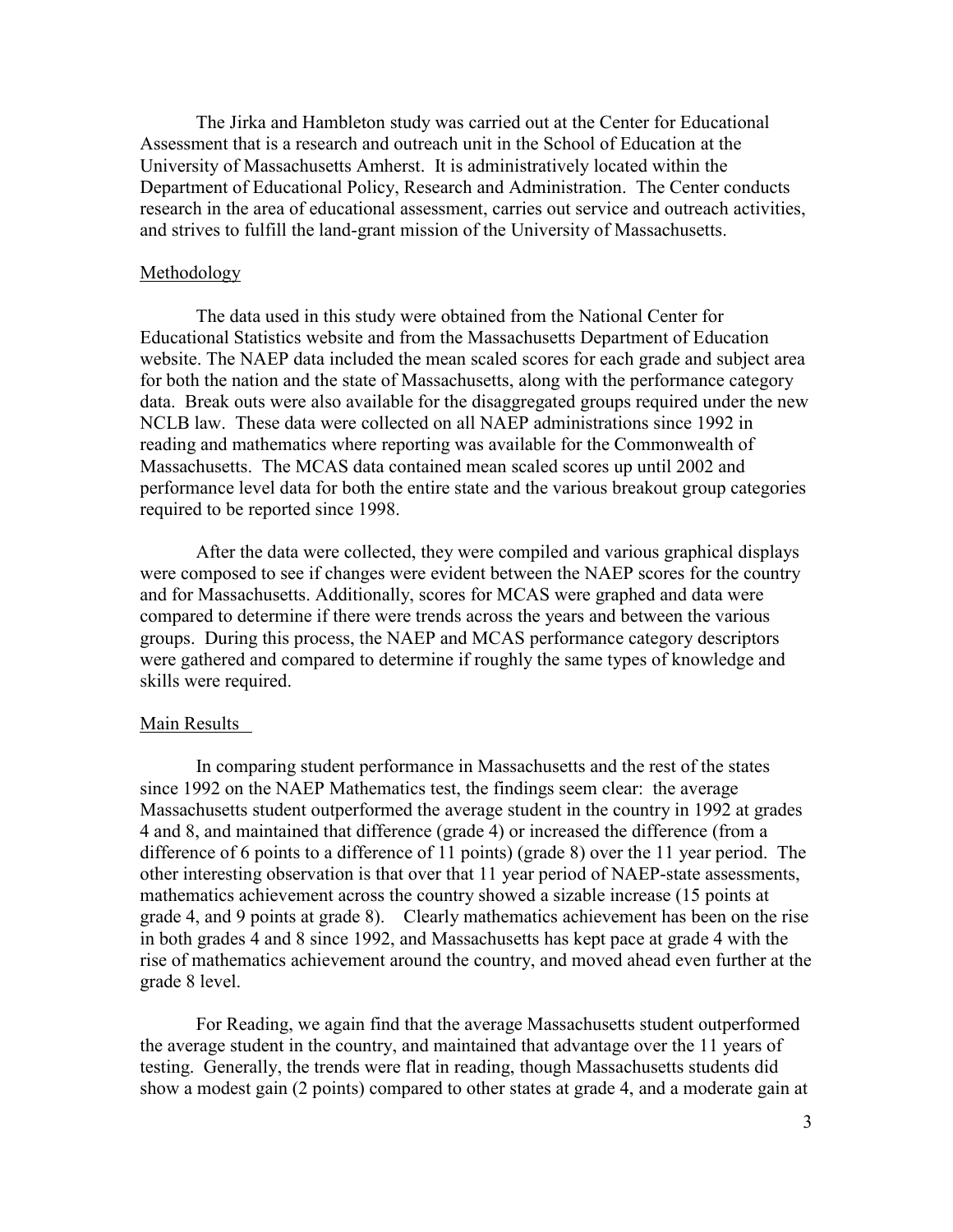The Jirka and Hambleton study was carried out at the Center for Educational Assessment that is a research and outreach unit in the School of Education at the University of Massachusetts Amherst. It is administratively located within the Department of Educational Policy, Research and Administration. The Center conducts research in the area of educational assessment, carries out service and outreach activities, and strives to fulfill the land-grant mission of the University of Massachusetts.

## Methodology

The data used in this study were obtained from the National Center for Educational Statistics website and from the Massachusetts Department of Education website. The NAEP data included the mean scaled scores for each grade and subject area for both the nation and the state of Massachusetts, along with the performance category data. Break outs were also available for the disaggregated groups required under the new NCLB law. These data were collected on all NAEP administrations since 1992 in reading and mathematics where reporting was available for the Commonwealth of Massachusetts. The MCAS data contained mean scaled scores up until 2002 and performance level data for both the entire state and the various breakout group categories required to be reported since 1998.

After the data were collected, they were compiled and various graphical displays were composed to see if changes were evident between the NAEP scores for the country and for Massachusetts. Additionally, scores for MCAS were graphed and data were compared to determine if there were trends across the years and between the various groups. During this process, the NAEP and MCAS performance category descriptors were gathered and compared to determine if roughly the same types of knowledge and skills were required.

## Main Results

In comparing student performance in Massachusetts and the rest of the states since 1992 on the NAEP Mathematics test, the findings seem clear: the average Massachusetts student outperformed the average student in the country in 1992 at grades 4 and 8, and maintained that difference (grade 4) or increased the difference (from a difference of 6 points to a difference of 11 points) (grade 8) over the 11 year period. The other interesting observation is that over that 11 year period of NAEP-state assessments, mathematics achievement across the country showed a sizable increase (15 points at grade 4, and 9 points at grade 8). Clearly mathematics achievement has been on the rise in both grades 4 and 8 since 1992, and Massachusetts has kept pace at grade 4 with the rise of mathematics achievement around the country, and moved ahead even further at the grade 8 level.

For Reading, we again find that the average Massachusetts student outperformed the average student in the country, and maintained that advantage over the 11 years of testing. Generally, the trends were flat in reading, though Massachusetts students did show a modest gain (2 points) compared to other states at grade 4, and a moderate gain at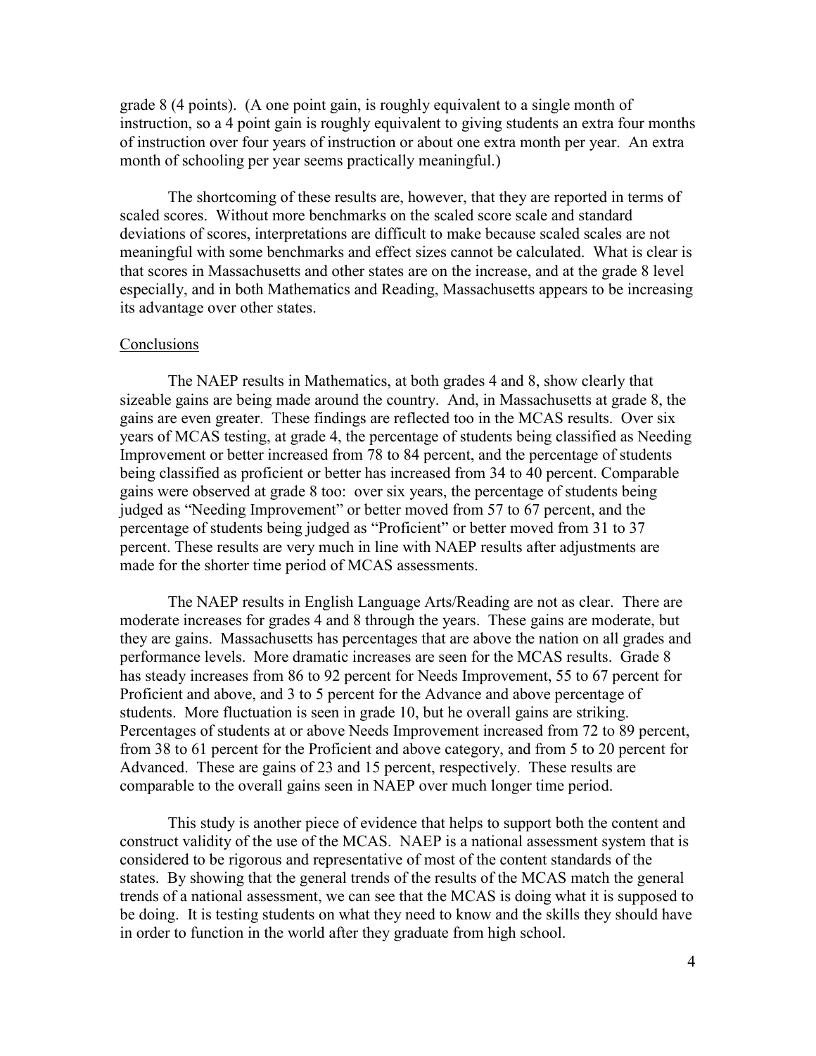grade 8 (4 points). (A one point gain, is roughly equivalent to a single month of instruction, so a 4 point gain is roughly equivalent to giving students an extra four months of instruction over four years of instruction or about one extra month per year. An extra month of schooling per year seems practically meaningful.)

The shortcoming of these results are, however, that they are reported in terms of scaled scores. Without more benchmarks on the scaled score scale and standard deviations of scores, interpretations are difficult to make because scaled scales are not meaningful with some benchmarks and effect sizes cannot be calculated. What is clear is that scores in Massachusetts and other states are on the increase, and at the grade 8 level especially, and in both Mathematics and Reading, Massachusetts appears to be increasing its advantage over other states.

## Conclusions

The NAEP results in Mathematics, at both grades 4 and 8, show clearly that sizeable gains are being made around the country. And, in Massachusetts at grade 8, the gains are even greater. These findings are reflected too in the MCAS results. Over six years of MCAS testing, at grade 4, the percentage of students being classified as Needing Improvement or better increased from 78 to 84 percent, and the percentage of students being classified as proficient or better has increased from 34 to 40 percent. Comparable gains were observed at grade 8 too: over six years, the percentage of students being judged as "Needing Improvement" or better moved from 57 to 67 percent, and the percentage of students being judged as "Proficient" or better moved from 31 to 37 percent. These results are very much in line with NAEP results after adjustments are made for the shorter time period of MCAS assessments.

The NAEP results in English Language Arts/Reading are not as clear. There are moderate increases for grades 4 and 8 through the years. These gains are moderate, but they are gains. Massachusetts has percentages that are above the nation on all grades and performance levels. More dramatic increases are seen for the MCAS results. Grade 8 has steady increases from 86 to 92 percent for Needs Improvement, 55 to 67 percent for Proficient and above, and 3 to 5 percent for the Advance and above percentage of students. More fluctuation is seen in grade 10, but he overall gains are striking. Percentages of students at or above Needs Improvement increased from 72 to 89 percent, from 38 to 61 percent for the Proficient and above category, and from 5 to 20 percent for Advanced. These are gains of 23 and 15 percent, respectively. These results are comparable to the overall gains seen in NAEP over much longer time period.

This study is another piece of evidence that helps to support both the content and construct validity of the use of the MCAS. NAEP is a national assessment system that is considered to be rigorous and representative of most of the content standards of the states. By showing that the general trends of the results of the MCAS match the general trends of a national assessment, we can see that the MCAS is doing what it is supposed to be doing. It is testing students on what they need to know and the skills they should have in order to function in the world after they graduate from high school.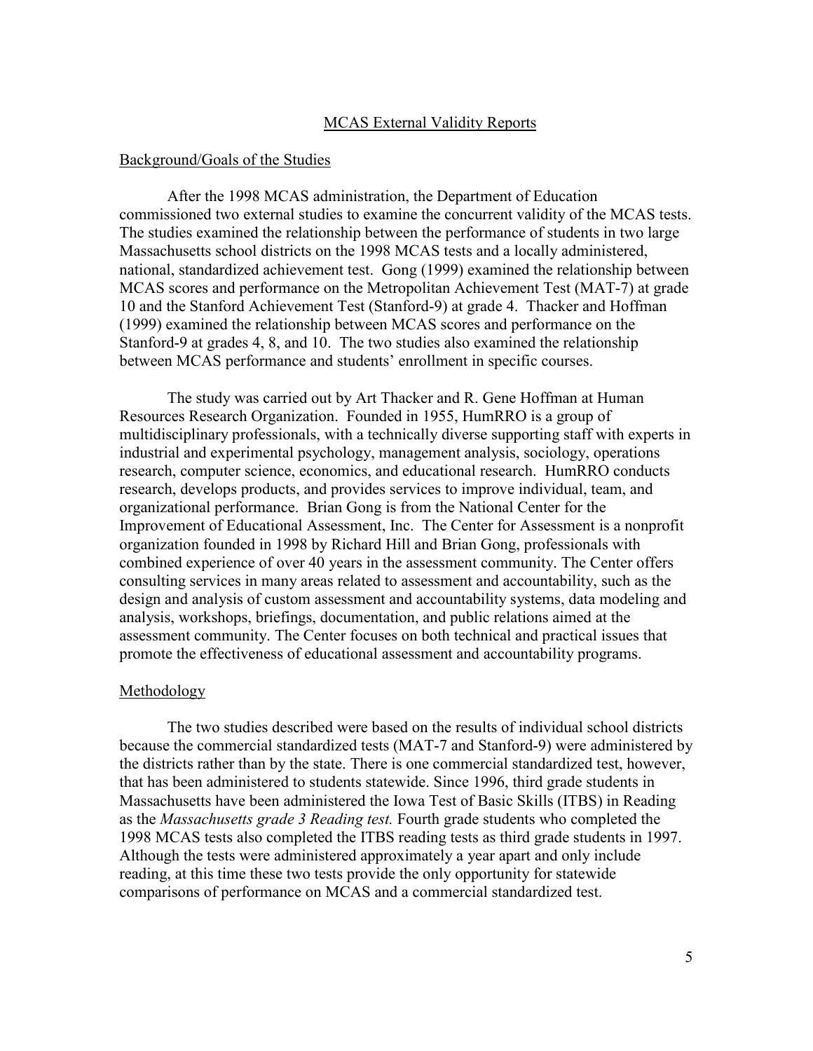## MCAS External Validity Reports

### Background/Goals of the Studies

After the 1998 MCAS administration, the Department of Education commissioned two external studies to examine the concurrent validity of the MCAS tests. The studies examined the relationship between the performance of students in two large Massachusetts school districts on the 1998 MCAS tests and a locally administered, national, standardized achievement test. Gong (1999) examined the relationship between MCAS scores and performance on the Metropolitan Achievement Test (MAT-7) at grade 10 and the Stanford Achievement Test (Stanford-9) at grade 4. Thacker and Hoffman (1999) examined the relationship between MCAS scores and performance on the Stanford-9 at grades 4, 8, and 10. The two studies also examined the relationship between MCAS performance and students' enrollment in specific courses.

The study was carried out by Art Thacker and R. Gene Hoffman at Human Resources Research Organization. Founded in 1955, HumRRO is a group of multidisciplinary professionals, with a technically diverse supporting staff with experts in industrial and experimental psychology, management analysis, sociology, operations research, computer science, economics, and educational research. HumRRO conducts research, develops products, and provides services to improve individual, team, and organizational performance. Brian Gong is from the National Center for the Improvement of Educational Assessment, Inc. The Center for Assessment is a nonprofit organization founded in 1998 by Richard Hill and Brian Gong, professionals with combined experience of over 40 years in the assessment community. The Center offers consulting services in many areas related to assessment and accountability, such as the design and analysis of custom assessment and accountability systems, data modeling and analysis, workshops, briefings, documentation, and public relations aimed at the assessment community. The Center focuses on both technical and practical issues that promote the effectiveness of educational assessment and accountability programs.

### Methodology

The two studies described were based on the results of individual school districts because the commercial standardized tests (MAT-7 and Stanford-9) were administered by the districts rather than by the state. There is one commercial standardized test, however, that has been administered to students statewide. Since 1996, third grade students in Massachusetts have been administered the Iowa Test of Basic Skills (ITBS) in Reading as the *Massachusetts grade 3 Reading test.* Fourth grade students who completed the 1998 MCAS tests also completed the ITBS reading tests as third grade students in 1997. Although the tests were administered approximately a year apart and only include reading, at this time these two tests provide the only opportunity for statewide comparisons of performance on MCAS and a commercial standardized test.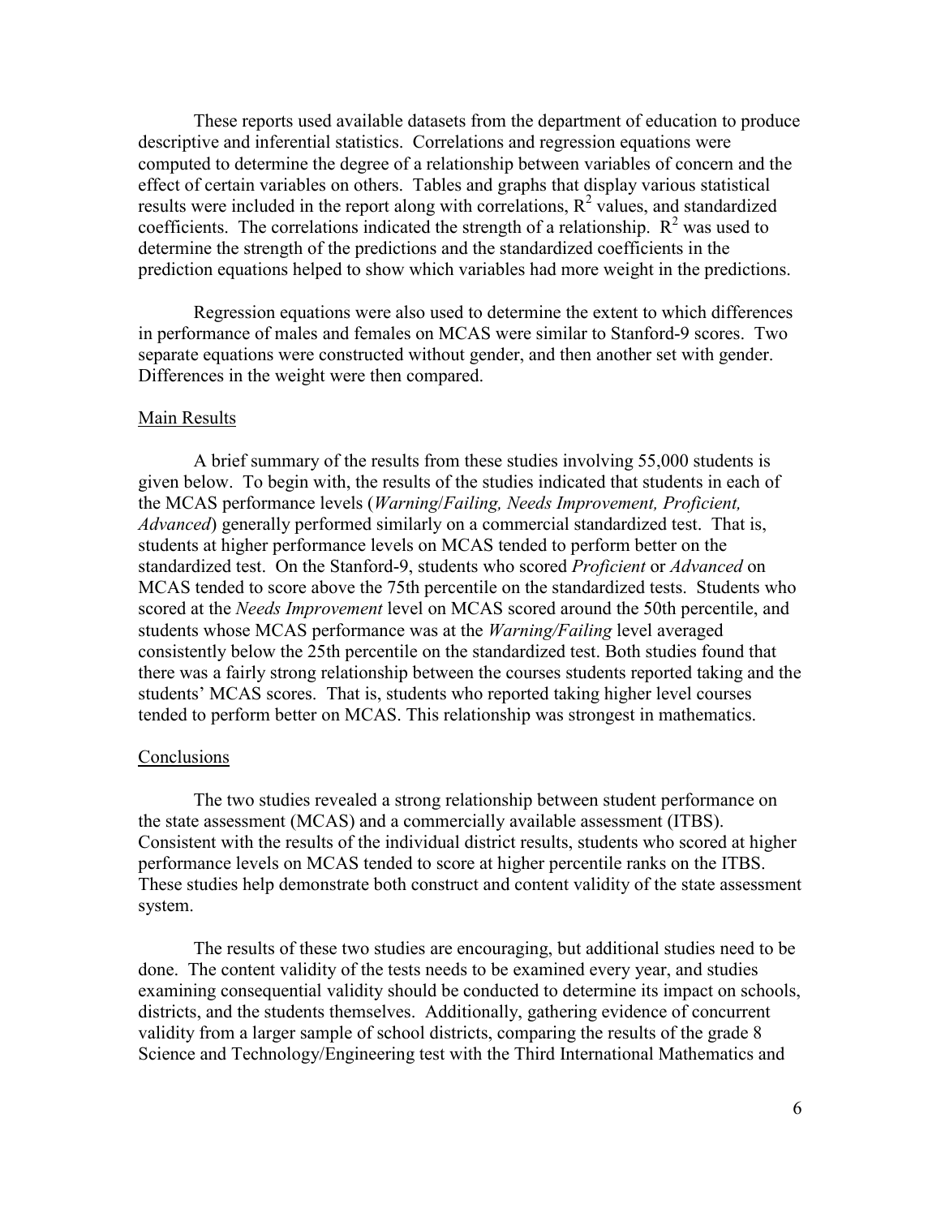These reports used available datasets from the department of education to produce descriptive and inferential statistics. Correlations and regression equations were computed to determine the degree of a relationship between variables of concern and the effect of certain variables on others. Tables and graphs that display various statistical results were included in the report along with correlations, $R^2$ values, and standardized coefficients. The correlations indicated the strength of a relationship. $R^2$ was used to determine the strength of the predictions and the standardized coefficients in the prediction equations helped to show which variables had more weight in the predictions.

Regression equations were also used to determine the extent to which differences in performance of males and females on MCAS were similar to Stanford-9 scores. Two separate equations were constructed without gender, and then another set with gender. Differences in the weight were then compared.

## Main Results

A brief summary of the results from these studies involving 55,000 students is given below. To begin with, the results of the studies indicated that students in each of the MCAS performance levels (*Warning*/*Failing, Needs Improvement, Proficient, Advanced*) generally performed similarly on a commercial standardized test. That is, students at higher performance levels on MCAS tended to perform better on the standardized test. On the Stanford-9, students who scored *Proficient* or *Advanced* on MCAS tended to score above the 75th percentile on the standardized tests. Students who scored at the *Needs Improvement* level on MCAS scored around the 50th percentile, and students whose MCAS performance was at the *Warning/Failing* level averaged consistently below the 25th percentile on the standardized test. Both studies found that there was a fairly strong relationship between the courses students reported taking and the students' MCAS scores. That is, students who reported taking higher level courses tended to perform better on MCAS. This relationship was strongest in mathematics.

## Conclusions

The two studies revealed a strong relationship between student performance on the state assessment (MCAS) and a commercially available assessment (ITBS). Consistent with the results of the individual district results, students who scored at higher performance levels on MCAS tended to score at higher percentile ranks on the ITBS. These studies help demonstrate both construct and content validity of the state assessment system.

The results of these two studies are encouraging, but additional studies need to be done. The content validity of the tests needs to be examined every year, and studies examining consequential validity should be conducted to determine its impact on schools, districts, and the students themselves. Additionally, gathering evidence of concurrent validity from a larger sample of school districts, comparing the results of the grade 8 Science and Technology/Engineering test with the Third International Mathematics and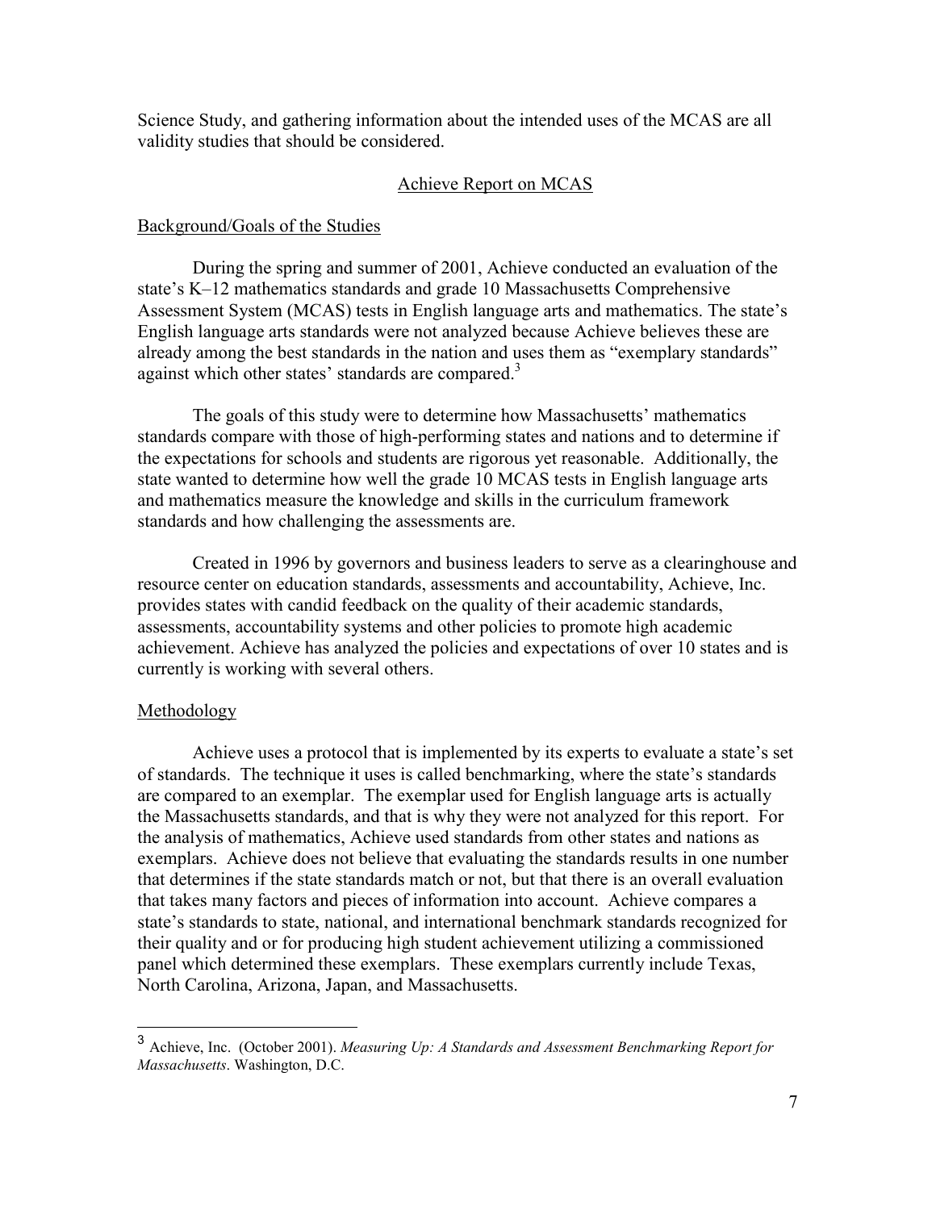Science Study, and gathering information about the intended uses of the MCAS are all validity studies that should be considered.

## Achieve Report on MCAS

### Background/Goals of the Studies

During the spring and summer of 2001, Achieve conducted an evaluation of the state's K–12 mathematics standards and grade 10 Massachusetts Comprehensive Assessment System (MCAS) tests in English language arts and mathematics. The state's English language arts standards were not analyzed because Achieve believes these are already among the best standards in the nation and uses them as "exemplary standards" against which other states' standards are compared.[3]

The goals of this study were to determine how Massachusetts' mathematics standards compare with those of high-performing states and nations and to determine if the expectations for schools and students are rigorous yet reasonable. Additionally, the state wanted to determine how well the grade 10 MCAS tests in English language arts and mathematics measure the knowledge and skills in the curriculum framework standards and how challenging the assessments are.

Created in 1996 by governors and business leaders to serve as a clearinghouse and resource center on education standards, assessments and accountability, Achieve, Inc. provides states with candid feedback on the quality of their academic standards, assessments, accountability systems and other policies to promote high academic achievement. Achieve has analyzed the policies and expectations of over 10 states and is currently is working with several others.

### Methodology

Achieve uses a protocol that is implemented by its experts to evaluate a state's set of standards. The technique it uses is called benchmarking, where the state's standards are compared to an exemplar. The exemplar used for English language arts is actually the Massachusetts standards, and that is why they were not analyzed for this report. For the analysis of mathematics, Achieve used standards from other states and nations as exemplars. Achieve does not believe that evaluating the standards results in one number that determines if the state standards match or not, but that there is an overall evaluation that takes many factors and pieces of information into account. Achieve compares a state's standards to state, national, and international benchmark standards recognized for their quality and or for producing high student achievement utilizing a commissioned panel which determined these exemplars. These exemplars currently include Texas, North Carolina, Arizona, Japan, and Massachusetts.

---

[3] Achieve, Inc. (October 2001). *Measuring Up: A Standards and Assessment Benchmarking Report for Massachusetts*. Washington, D.C.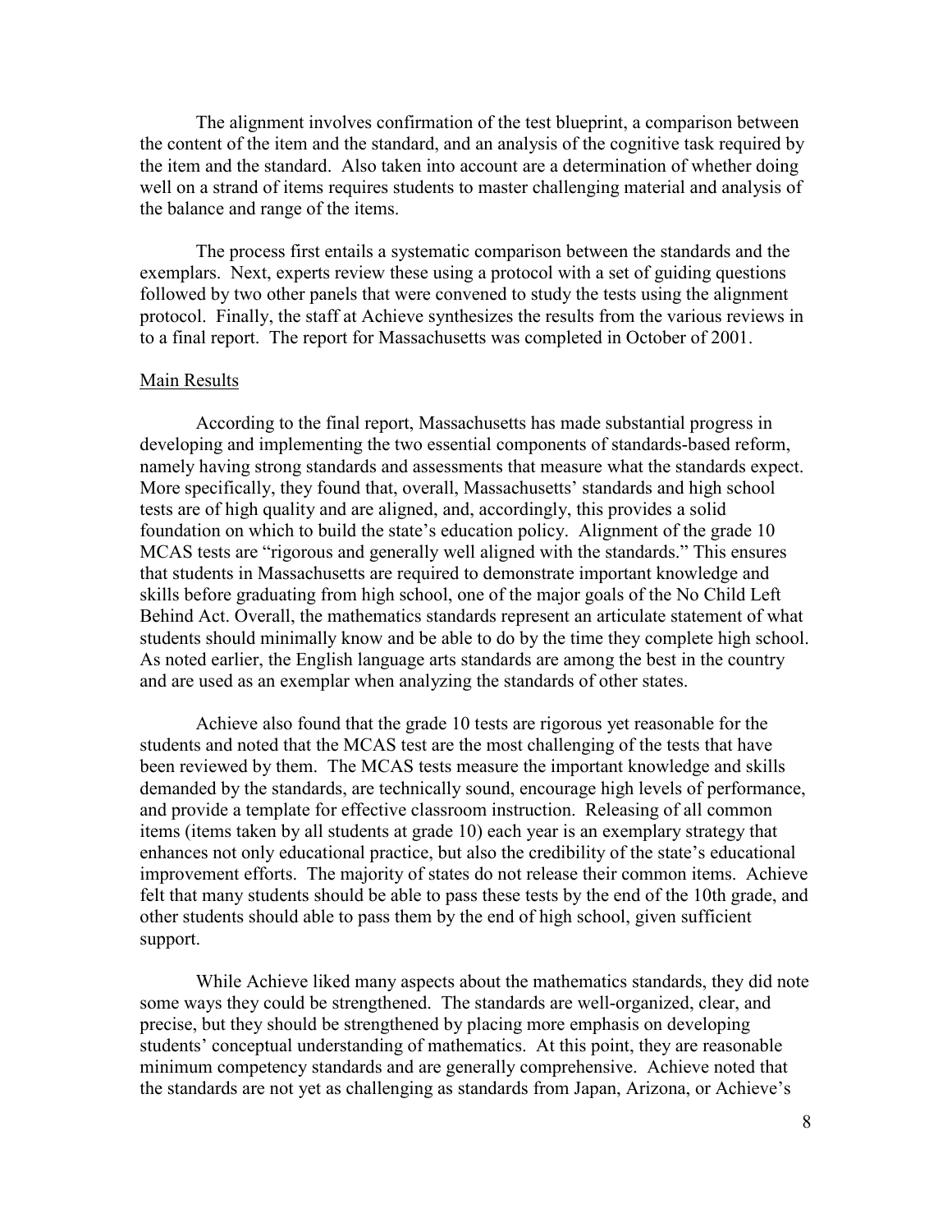The alignment involves confirmation of the test blueprint, a comparison between the content of the item and the standard, and an analysis of the cognitive task required by the item and the standard. Also taken into account are a determination of whether doing well on a strand of items requires students to master challenging material and analysis of the balance and range of the items.

The process first entails a systematic comparison between the standards and the exemplars. Next, experts review these using a protocol with a set of guiding questions followed by two other panels that were convened to study the tests using the alignment protocol. Finally, the staff at Achieve synthesizes the results from the various reviews in to a final report. The report for Massachusetts was completed in October of 2001.

Main Results

According to the final report, Massachusetts has made substantial progress in developing and implementing the two essential components of standards-based reform, namely having strong standards and assessments that measure what the standards expect. More specifically, they found that, overall, Massachusetts' standards and high school tests are of high quality and are aligned, and, accordingly, this provides a solid foundation on which to build the state's education policy. Alignment of the grade 10 MCAS tests are "rigorous and generally well aligned with the standards." This ensures that students in Massachusetts are required to demonstrate important knowledge and skills before graduating from high school, one of the major goals of the No Child Left Behind Act. Overall, the mathematics standards represent an articulate statement of what students should minimally know and be able to do by the time they complete high school. As noted earlier, the English language arts standards are among the best in the country and are used as an exemplar when analyzing the standards of other states.

Achieve also found that the grade 10 tests are rigorous yet reasonable for the students and noted that the MCAS test are the most challenging of the tests that have been reviewed by them. The MCAS tests measure the important knowledge and skills demanded by the standards, are technically sound, encourage high levels of performance, and provide a template for effective classroom instruction. Releasing of all common items (items taken by all students at grade 10) each year is an exemplary strategy that enhances not only educational practice, but also the credibility of the state's educational improvement efforts. The majority of states do not release their common items. Achieve felt that many students should be able to pass these tests by the end of the 10th grade, and other students should able to pass them by the end of high school, given sufficient support.

While Achieve liked many aspects about the mathematics standards, they did note some ways they could be strengthened. The standards are well-organized, clear, and precise, but they should be strengthened by placing more emphasis on developing students' conceptual understanding of mathematics. At this point, they are reasonable minimum competency standards and are generally comprehensive. Achieve noted that the standards are not yet as challenging as standards from Japan, Arizona, or Achieve's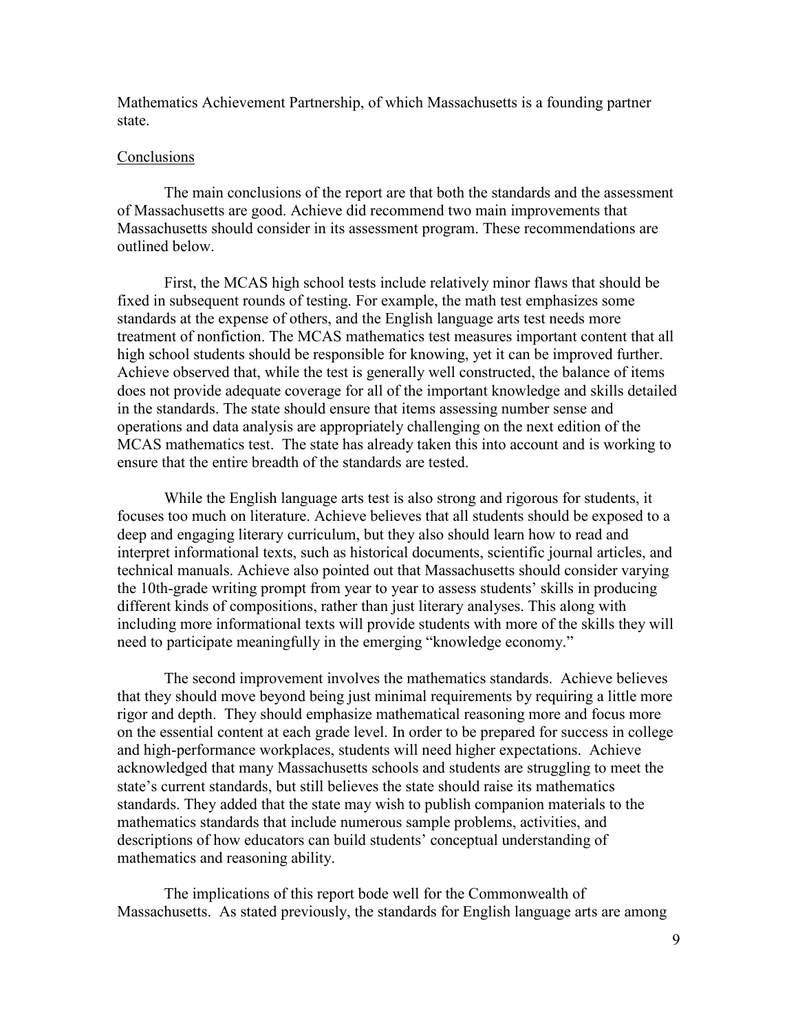Mathematics Achievement Partnership, of which Massachusetts is a founding partner state.

## Conclusions

The main conclusions of the report are that both the standards and the assessment of Massachusetts are good. Achieve did recommend two main improvements that Massachusetts should consider in its assessment program. These recommendations are outlined below.

First, the MCAS high school tests include relatively minor flaws that should be fixed in subsequent rounds of testing. For example, the math test emphasizes some standards at the expense of others, and the English language arts test needs more treatment of nonfiction. The MCAS mathematics test measures important content that all high school students should be responsible for knowing, yet it can be improved further. Achieve observed that, while the test is generally well constructed, the balance of items does not provide adequate coverage for all of the important knowledge and skills detailed in the standards. The state should ensure that items assessing number sense and operations and data analysis are appropriately challenging on the next edition of the MCAS mathematics test. The state has already taken this into account and is working to ensure that the entire breadth of the standards are tested.

While the English language arts test is also strong and rigorous for students, it focuses too much on literature. Achieve believes that all students should be exposed to a deep and engaging literary curriculum, but they also should learn how to read and interpret informational texts, such as historical documents, scientific journal articles, and technical manuals. Achieve also pointed out that Massachusetts should consider varying the 10th-grade writing prompt from year to year to assess students' skills in producing different kinds of compositions, rather than just literary analyses. This along with including more informational texts will provide students with more of the skills they will need to participate meaningfully in the emerging "knowledge economy."

The second improvement involves the mathematics standards. Achieve believes that they should move beyond being just minimal requirements by requiring a little more rigor and depth. They should emphasize mathematical reasoning more and focus more on the essential content at each grade level. In order to be prepared for success in college and high-performance workplaces, students will need higher expectations. Achieve acknowledged that many Massachusetts schools and students are struggling to meet the state's current standards, but still believes the state should raise its mathematics standards. They added that the state may wish to publish companion materials to the mathematics standards that include numerous sample problems, activities, and descriptions of how educators can build students' conceptual understanding of mathematics and reasoning ability.

The implications of this report bode well for the Commonwealth of Massachusetts. As stated previously, the standards for English language arts are among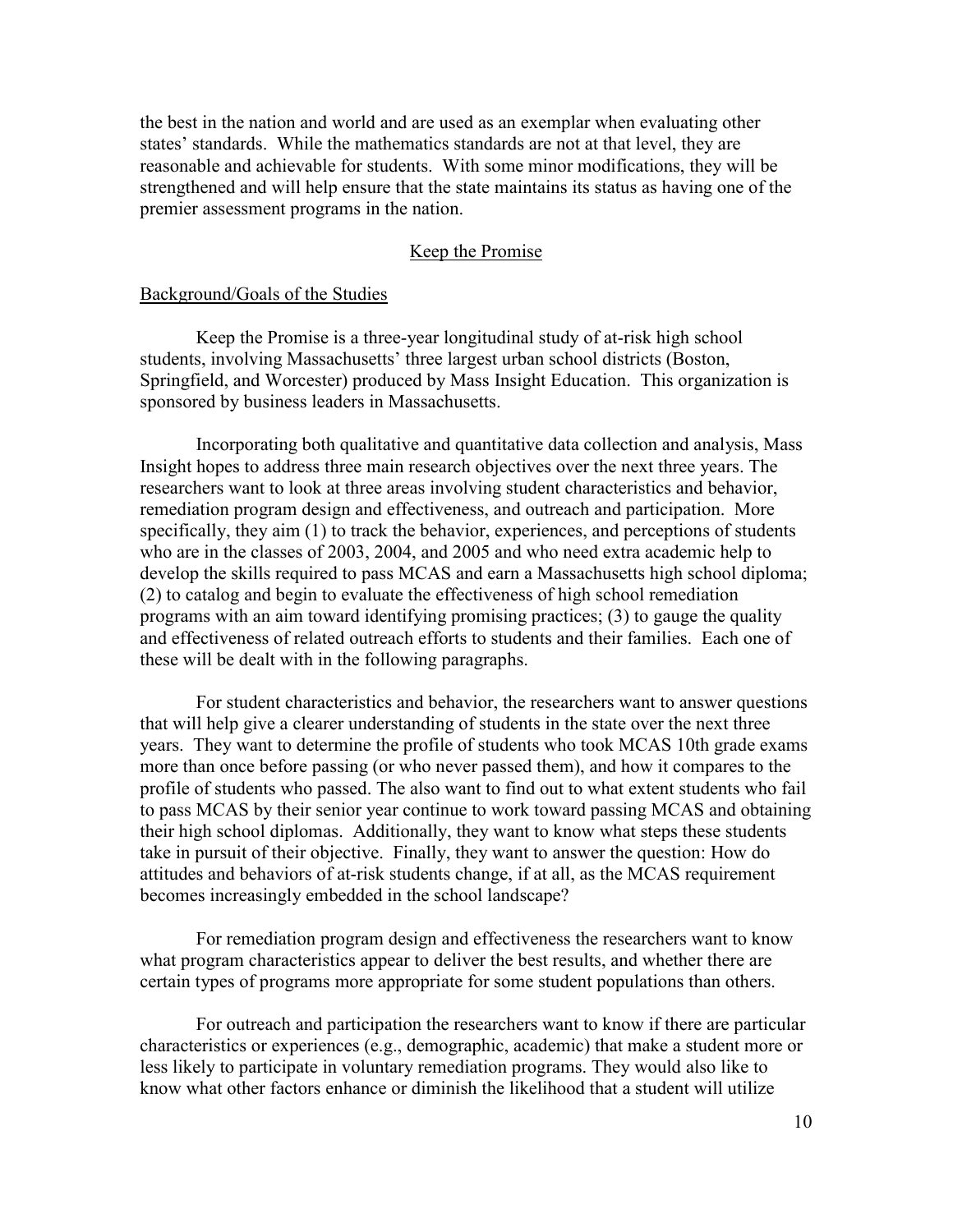the best in the nation and world and are used as an exemplar when evaluating other states' standards. While the mathematics standards are not at that level, they are reasonable and achievable for students. With some minor modifications, they will be strengthened and will help ensure that the state maintains its status as having one of the premier assessment programs in the nation.

## Keep the Promise

### Background/Goals of the Studies

Keep the Promise is a three-year longitudinal study of at-risk high school students, involving Massachusetts' three largest urban school districts (Boston, Springfield, and Worcester) produced by Mass Insight Education. This organization is sponsored by business leaders in Massachusetts.

Incorporating both qualitative and quantitative data collection and analysis, Mass Insight hopes to address three main research objectives over the next three years. The researchers want to look at three areas involving student characteristics and behavior, remediation program design and effectiveness, and outreach and participation. More specifically, they aim (1) to track the behavior, experiences, and perceptions of students who are in the classes of 2003, 2004, and 2005 and who need extra academic help to develop the skills required to pass MCAS and earn a Massachusetts high school diploma; (2) to catalog and begin to evaluate the effectiveness of high school remediation programs with an aim toward identifying promising practices; (3) to gauge the quality and effectiveness of related outreach efforts to students and their families. Each one of these will be dealt with in the following paragraphs.

For student characteristics and behavior, the researchers want to answer questions that will help give a clearer understanding of students in the state over the next three years. They want to determine the profile of students who took MCAS 10th grade exams more than once before passing (or who never passed them), and how it compares to the profile of students who passed. The also want to find out to what extent students who fail to pass MCAS by their senior year continue to work toward passing MCAS and obtaining their high school diplomas. Additionally, they want to know what steps these students take in pursuit of their objective. Finally, they want to answer the question: How do attitudes and behaviors of at-risk students change, if at all, as the MCAS requirement becomes increasingly embedded in the school landscape?

For remediation program design and effectiveness the researchers want to know what program characteristics appear to deliver the best results, and whether there are certain types of programs more appropriate for some student populations than others.

For outreach and participation the researchers want to know if there are particular characteristics or experiences (e.g., demographic, academic) that make a student more or less likely to participate in voluntary remediation programs. They would also like to know what other factors enhance or diminish the likelihood that a student will utilize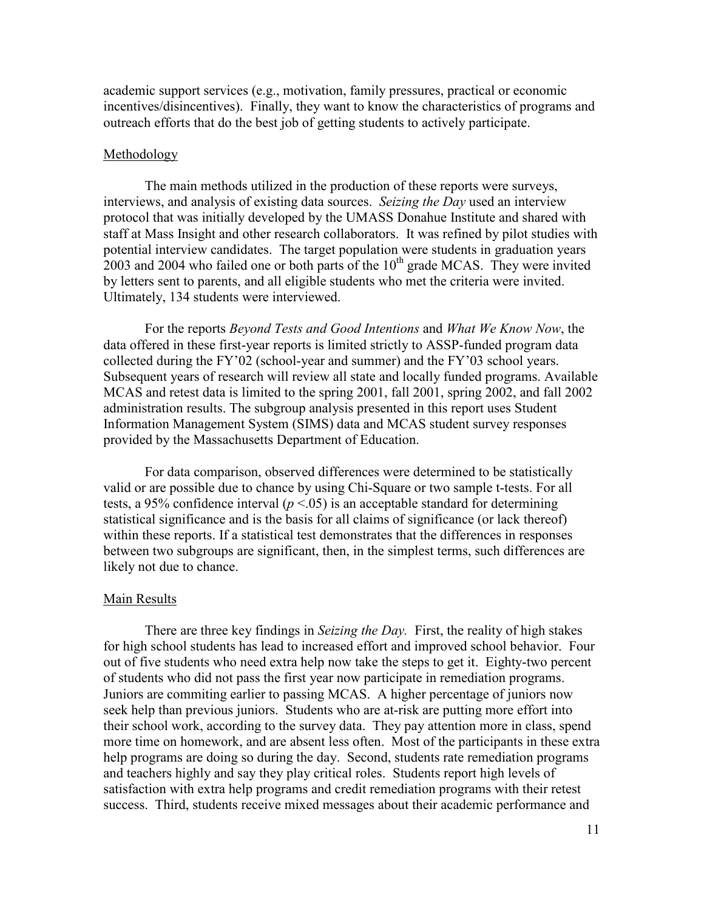academic support services (e.g., motivation, family pressures, practical or economic incentives/disincentives). Finally, they want to know the characteristics of programs and outreach efforts that do the best job of getting students to actively participate.

## Methodology

The main methods utilized in the production of these reports were surveys, interviews, and analysis of existing data sources. *Seizing the Day* used an interview protocol that was initially developed by the UMASS Donahue Institute and shared with staff at Mass Insight and other research collaborators. It was refined by pilot studies with potential interview candidates. The target population were students in graduation years 2003 and 2004 who failed one or both parts of the 10th grade MCAS. They were invited by letters sent to parents, and all eligible students who met the criteria were invited. Ultimately, 134 students were interviewed.

For the reports *Beyond Tests and Good Intentions* and *What We Know Now*, the data offered in these first-year reports is limited strictly to ASSP-funded program data collected during the FY'02 (school-year and summer) and the FY'03 school years. Subsequent years of research will review all state and locally funded programs. Available MCAS and retest data is limited to the spring 2001, fall 2001, spring 2002, and fall 2002 administration results. The subgroup analysis presented in this report uses Student Information Management System (SIMS) data and MCAS student survey responses provided by the Massachusetts Department of Education.

For data comparison, observed differences were determined to be statistically valid or are possible due to chance by using Chi-Square or two sample t-tests. For all tests, a 95% confidence interval ($p < .05$) is an acceptable standard for determining statistical significance and is the basis for all claims of significance (or lack thereof) within these reports. If a statistical test demonstrates that the differences in responses between two subgroups are significant, then, in the simplest terms, such differences are likely not due to chance.

## Main Results

There are three key findings in *Seizing the Day.* First, the reality of high stakes for high school students has lead to increased effort and improved school behavior. Four out of five students who need extra help now take the steps to get it. Eighty-two percent of students who did not pass the first year now participate in remediation programs. Juniors are commiting earlier to passing MCAS. A higher percentage of juniors now seek help than previous juniors. Students who are at-risk are putting more effort into their school work, according to the survey data. They pay attention more in class, spend more time on homework, and are absent less often. Most of the participants in these extra help programs are doing so during the day. Second, students rate remediation programs and teachers highly and say they play critical roles. Students report high levels of satisfaction with extra help programs and credit remediation programs with their retest success. Third, students receive mixed messages about their academic performance and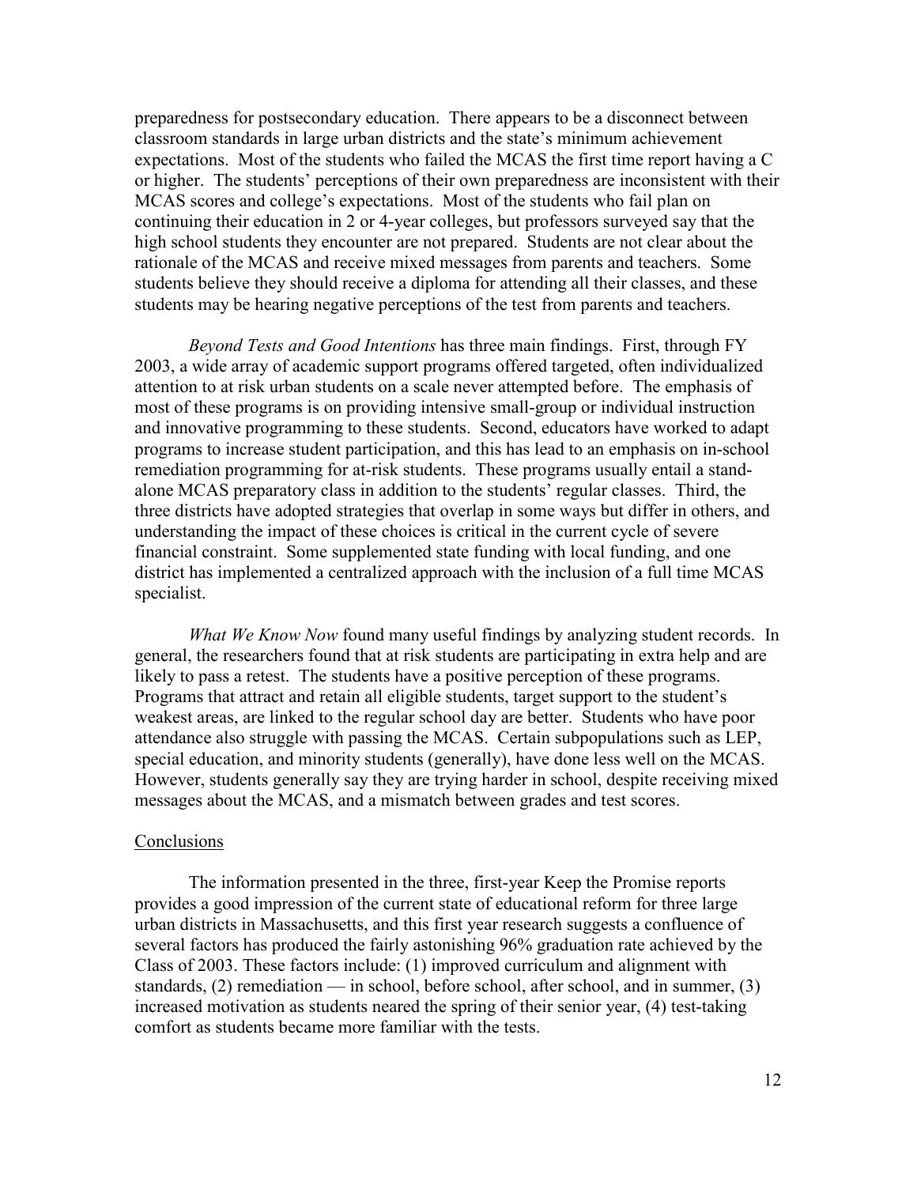preparedness for postsecondary education. There appears to be a disconnect between classroom standards in large urban districts and the state's minimum achievement expectations. Most of the students who failed the MCAS the first time report having a C or higher. The students' perceptions of their own preparedness are inconsistent with their MCAS scores and college's expectations. Most of the students who fail plan on continuing their education in 2 or 4-year colleges, but professors surveyed say that the high school students they encounter are not prepared. Students are not clear about the rationale of the MCAS and receive mixed messages from parents and teachers. Some students believe they should receive a diploma for attending all their classes, and these students may be hearing negative perceptions of the test from parents and teachers.

*Beyond Tests and Good Intentions* has three main findings. First, through FY 2003, a wide array of academic support programs offered targeted, often individualized attention to at risk urban students on a scale never attempted before. The emphasis of most of these programs is on providing intensive small-group or individual instruction and innovative programming to these students. Second, educators have worked to adapt programs to increase student participation, and this has lead to an emphasis on in-school remediation programming for at-risk students. These programs usually entail a stand-alone MCAS preparatory class in addition to the students' regular classes. Third, the three districts have adopted strategies that overlap in some ways but differ in others, and understanding the impact of these choices is critical in the current cycle of severe financial constraint. Some supplemented state funding with local funding, and one district has implemented a centralized approach with the inclusion of a full time MCAS specialist.

*What We Know Now* found many useful findings by analyzing student records. In general, the researchers found that at risk students are participating in extra help and are likely to pass a retest. The students have a positive perception of these programs. Programs that attract and retain all eligible students, target support to the student's weakest areas, are linked to the regular school day are better. Students who have poor attendance also struggle with passing the MCAS. Certain subpopulations such as LEP, special education, and minority students (generally), have done less well on the MCAS. However, students generally say they are trying harder in school, despite receiving mixed messages about the MCAS, and a mismatch between grades and test scores.

## Conclusions

The information presented in the three, first-year Keep the Promise reports provides a good impression of the current state of educational reform for three large urban districts in Massachusetts, and this first year research suggests a confluence of several factors has produced the fairly astonishing 96% graduation rate achieved by the Class of 2003. These factors include: (1) improved curriculum and alignment with standards, (2) remediation — in school, before school, after school, and in summer, (3) increased motivation as students neared the spring of their senior year, (4) test-taking comfort as students became more familiar with the tests.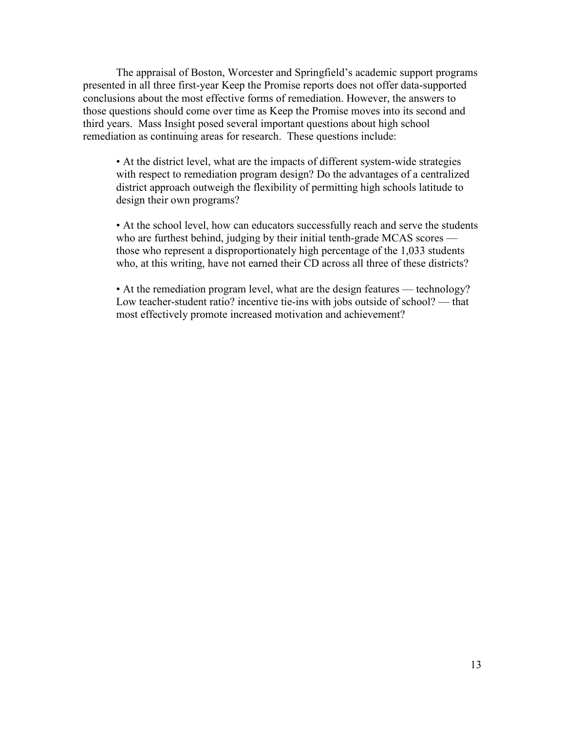The appraisal of Boston, Worcester and Springfield's academic support programs presented in all three first-year Keep the Promise reports does not offer data-supported conclusions about the most effective forms of remediation. However, the answers to those questions should come over time as Keep the Promise moves into its second and third years. Mass Insight posed several important questions about high school remediation as continuing areas for research. These questions include:

- At the district level, what are the impacts of different system-wide strategies with respect to remediation program design? Do the advantages of a centralized district approach outweigh the flexibility of permitting high schools latitude to design their own programs?

- At the school level, how can educators successfully reach and serve the students who are furthest behind, judging by their initial tenth-grade MCAS scores — those who represent a disproportionately high percentage of the 1,033 students who, at this writing, have not earned their CD across all three of these districts?

- At the remediation program level, what are the design features — technology? Low teacher-student ratio? incentive tie-ins with jobs outside of school? — that most effectively promote increased motivation and achievement?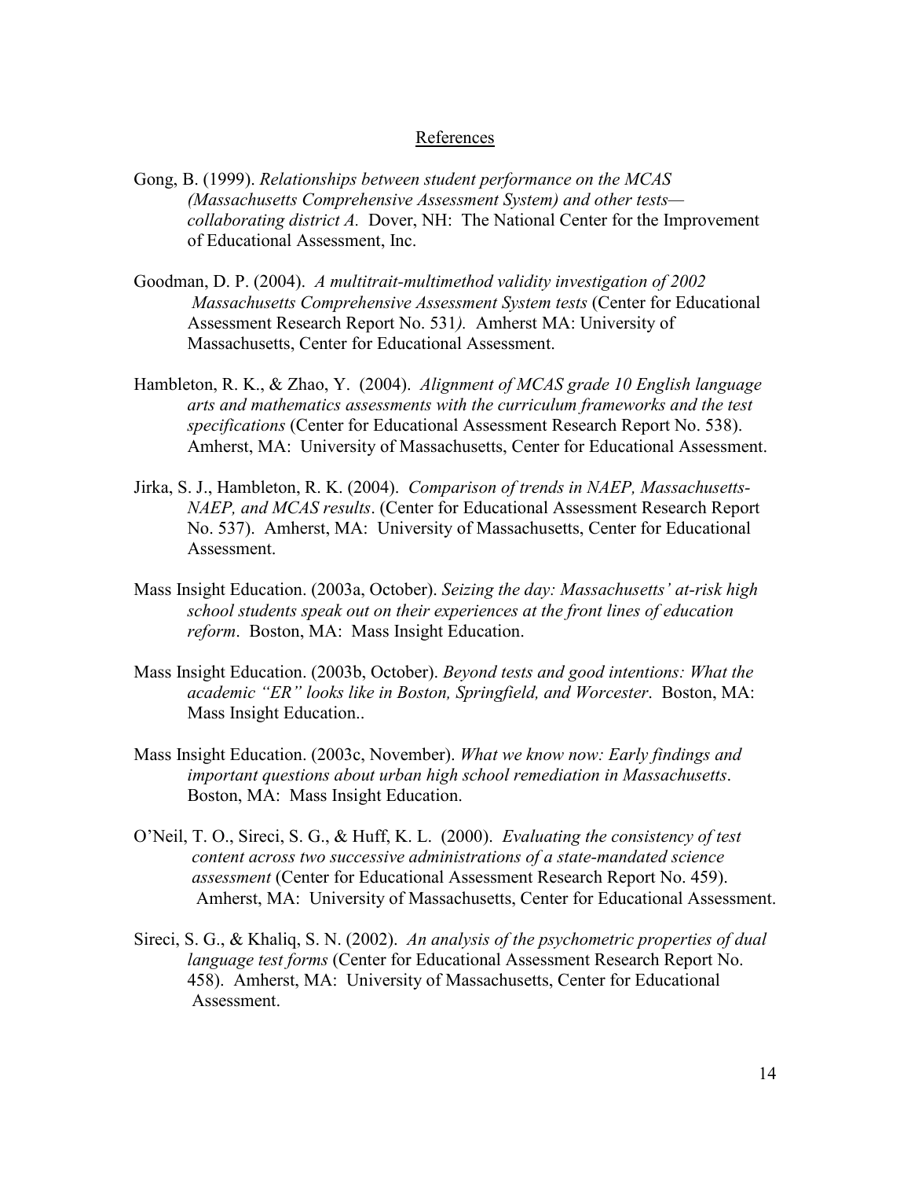## References

Gong, B. (1999). *Relationships between student performance on the MCAS (Massachusetts Comprehensive Assessment System) and other tests—collaborating district A.* Dover, NH: The National Center for the Improvement of Educational Assessment, Inc.

Goodman, D. P. (2004). *A multitrait-multimethod validity investigation of 2002 Massachusetts Comprehensive Assessment System tests* (Center for Educational Assessment Research Report No. 531*).* Amherst MA: University of Massachusetts, Center for Educational Assessment.

Hambleton, R. K., & Zhao, Y. (2004). *Alignment of MCAS grade 10 English language arts and mathematics assessments with the curriculum frameworks and the test specifications* (Center for Educational Assessment Research Report No. 538). Amherst, MA: University of Massachusetts, Center for Educational Assessment.

Jirka, S. J., Hambleton, R. K. (2004). *Comparison of trends in NAEP, Massachusetts-NAEP, and MCAS results*. (Center for Educational Assessment Research Report No. 537). Amherst, MA: University of Massachusetts, Center for Educational Assessment.

Mass Insight Education. (2003a, October). *Seizing the day: Massachusetts' at-risk high school students speak out on their experiences at the front lines of education reform*. Boston, MA: Mass Insight Education.

Mass Insight Education. (2003b, October). *Beyond tests and good intentions: What the academic "ER" looks like in Boston, Springfield, and Worcester*. Boston, MA: Mass Insight Education..

Mass Insight Education. (2003c, November). *What we know now: Early findings and important questions about urban high school remediation in Massachusetts*. Boston, MA: Mass Insight Education.

O'Neil, T. O., Sireci, S. G., & Huff, K. L. (2000). *Evaluating the consistency of test content across two successive administrations of a state-mandated science assessment* (Center for Educational Assessment Research Report No. 459). Amherst, MA: University of Massachusetts, Center for Educational Assessment.

Sireci, S. G., & Khaliq, S. N. (2002). *An analysis of the psychometric properties of dual language test forms* (Center for Educational Assessment Research Report No. 458). Amherst, MA: University of Massachusetts, Center for Educational Assessment.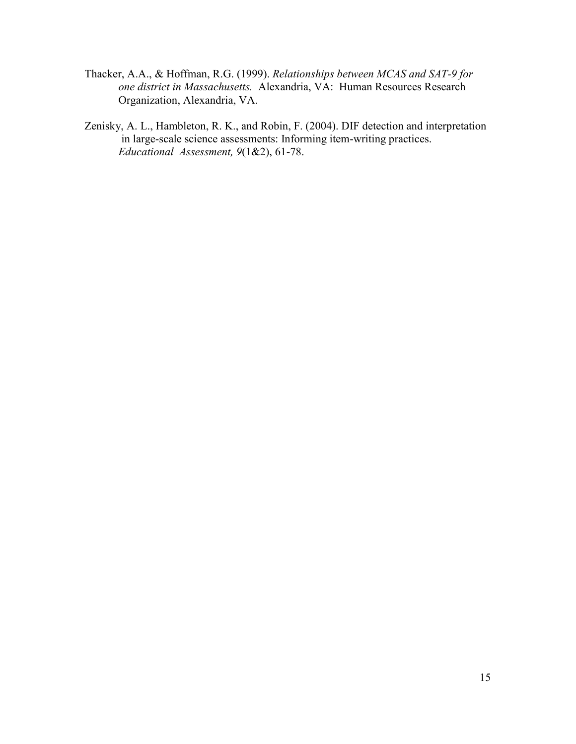Thacker, A.A., & Hoffman, R.G. (1999). *Relationships between MCAS and SAT-9 for one district in Massachusetts.* Alexandria, VA: Human Resources Research Organization, Alexandria, VA.

Zenisky, A. L., Hambleton, R. K., and Robin, F. (2004). DIF detection and interpretation in large-scale science assessments: Informing item-writing practices. *Educational Assessment, 9*(1&2), 61-78.